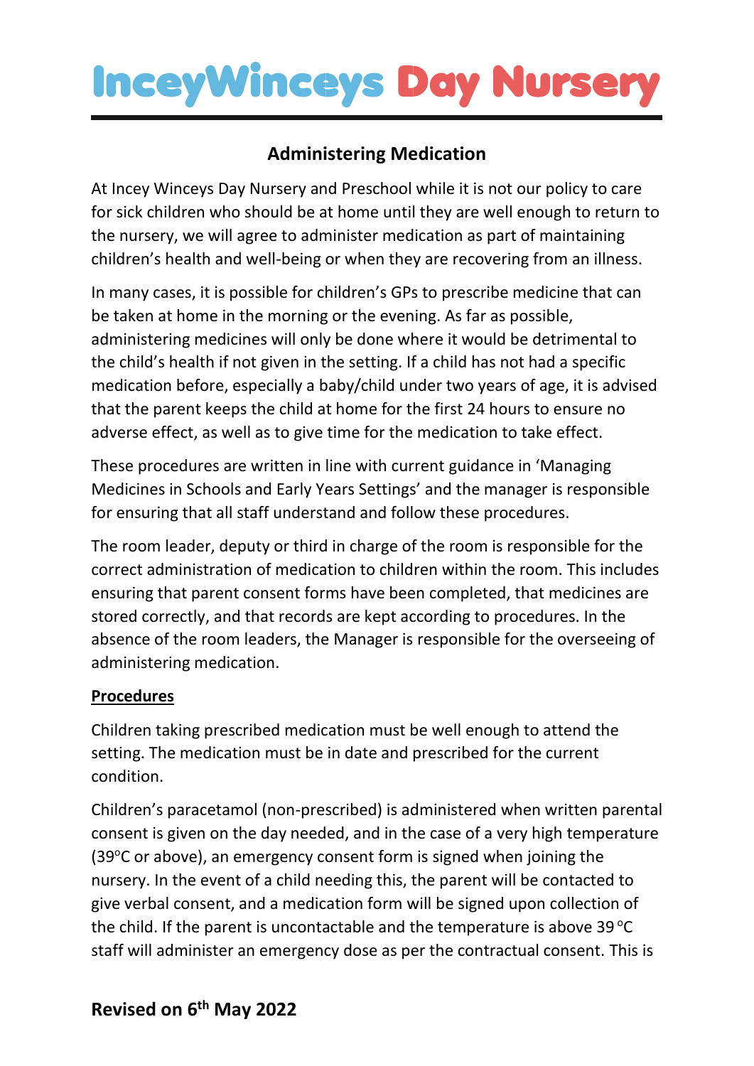# IinceyWinceys Day Nursery

## Administering Medication

At Incey Winceys Day Nursery and Preschool while it is not our policy to care for sick children who should be at home until they are well enough to return to the nursery, we will agree to administer medication as part of maintaining children's health and well-being or when they are recovering from an illness.

In many cases, it is possible for children's GPs to prescribe medicine that can be taken at home in the morning or the evening. As far as possible, administering medicines will only be done where it would be detrimental to the child's health if not given in the setting. If a child has not had a specific medication before, especially a baby/child under two years of age, it is advised that the parent keeps the child at home for the first 24 hours to ensure no adverse effect, as well as to give time for the medication to take effect.

These procedures are written in line with current guidance in 'Managing Medicines in Schools and Early Years Settings' and the manager is responsible for ensuring that all staff understand and follow these procedures.

The room leader, deputy or third in charge of the room is responsible for the correct administration of medication to children within the room. This includes ensuring that parent consent forms have been completed, that medicines are stored correctly, and that records are kept according to procedures. In the absence of the room leaders, the Manager is responsible for the overseeing of administering medication.

**Procedures**

Children taking prescribed medication must be well enough to attend the setting. The medication must be in date and prescribed for the current condition.

Children's paracetamol (non-prescribed) is administered when written parental consent is given on the day needed, and in the case of a very high temperature (39°C or above), an emergency consent form is signed when joining the nursery. In the event of a child needing this, the parent will be contacted to give verbal consent, and a medication form will be signed upon collection of the child. If the parent is uncontactable and the temperature is above 39 °C staff will administer an emergency dose as per the contractual consent. This is

**Revised on 6th May 2022**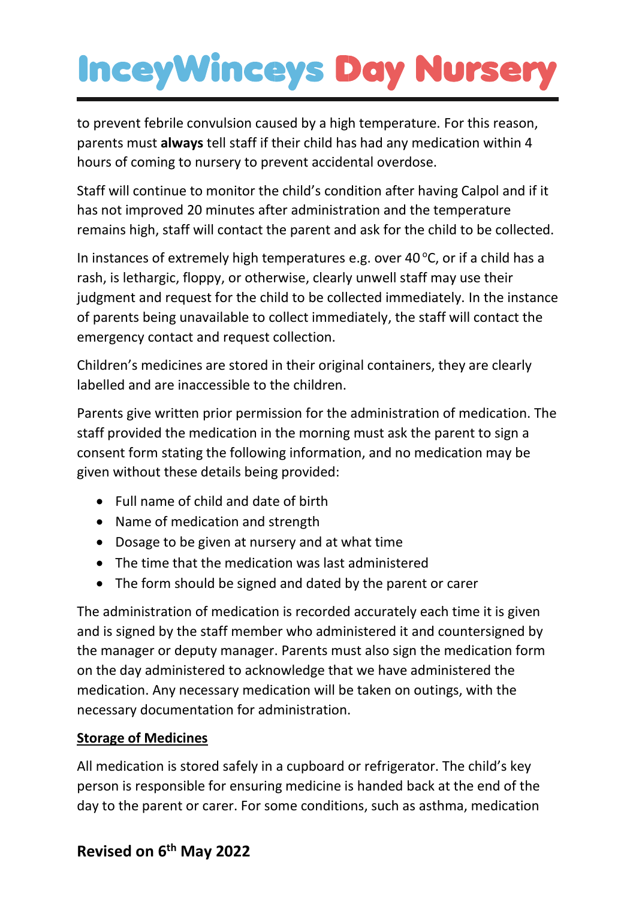to prevent febrile convulsion caused by a high temperature. For this reason, parents must **always** tell staff if their child has had any medication within 4 hours of coming to nursery to prevent accidental overdose.

Staff will continue to monitor the child's condition after having Calpol and if it has not improved 20 minutes after administration and the temperature remains high, staff will contact the parent and ask for the child to be collected.

In instances of extremely high temperatures e.g. over 40 °C, or if a child has a rash, is lethargic, floppy, or otherwise, clearly unwell staff may use their judgment and request for the child to be collected immediately. In the instance of parents being unavailable to collect immediately, the staff will contact the emergency contact and request collection.

Children's medicines are stored in their original containers, they are clearly labelled and are inaccessible to the children.

Parents give written prior permission for the administration of medication. The staff provided the medication in the morning must ask the parent to sign a consent form stating the following information, and no medication may be given without these details being provided:

- Full name of child and date of birth
- Name of medication and strength
- Dosage to be given at nursery and at what time
- The time that the medication was last administered
- The form should be signed and dated by the parent or carer

The administration of medication is recorded accurately each time it is given and is signed by the staff member who administered it and countersigned by the manager or deputy manager. Parents must also sign the medication form on the day administered to acknowledge that we have administered the medication. Any necessary medication will be taken on outings, with the necessary documentation for administration.

**Storage of Medicines**

All medication is stored safely in a cupboard or refrigerator. The child's key person is responsible for ensuring medicine is handed back at the end of the day to the parent or carer. For some conditions, such as asthma, medication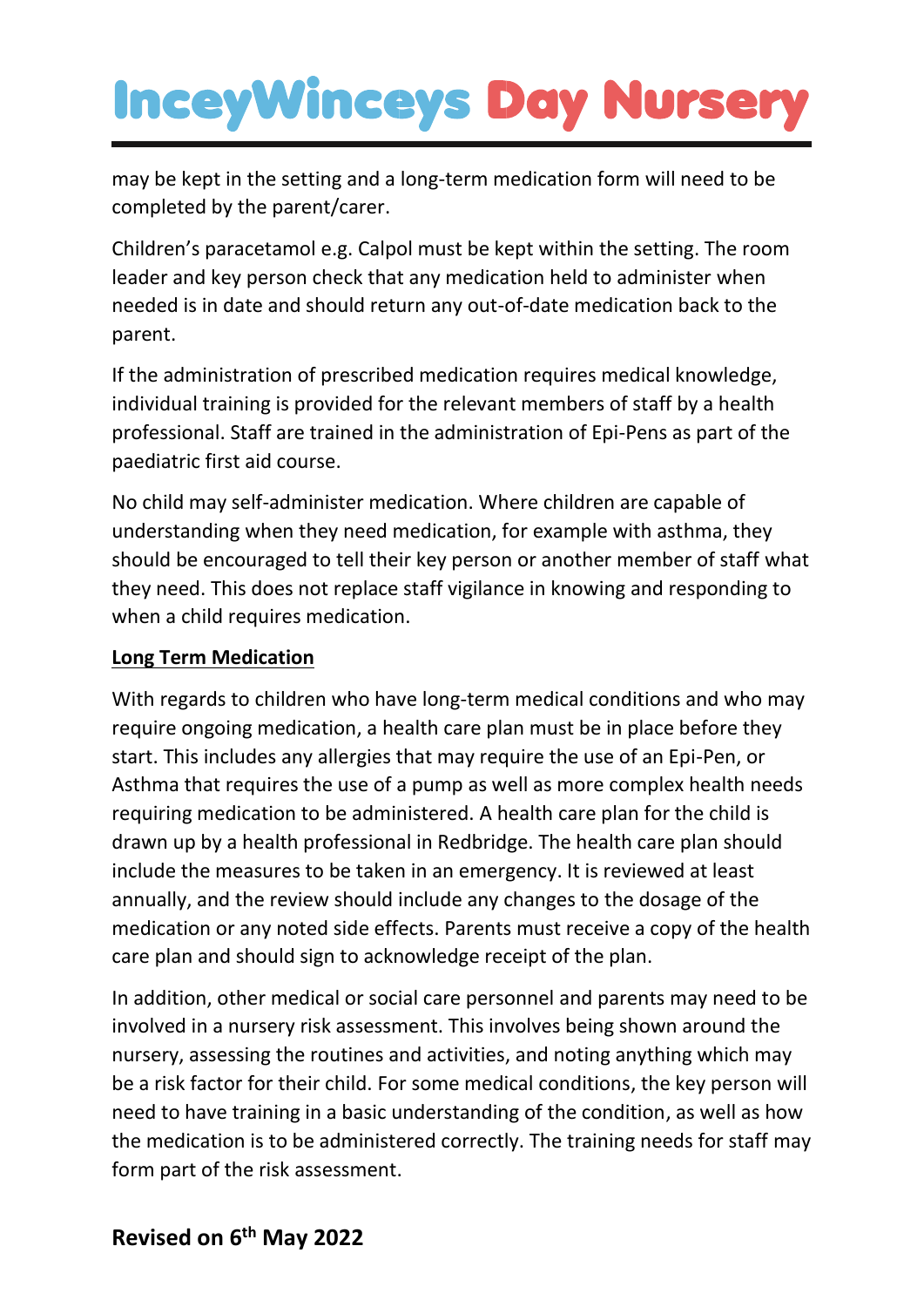may be kept in the setting and a long-term medication form will need to be completed by the parent/carer.

Children's paracetamol e.g. Calpol must be kept within the setting. The room leader and key person check that any medication held to administer when needed is in date and should return any out-of-date medication back to the parent.

If the administration of prescribed medication requires medical knowledge, individual training is provided for the relevant members of staff by a health professional. Staff are trained in the administration of Epi-Pens as part of the paediatric first aid course.

No child may self-administer medication. Where children are capable of understanding when they need medication, for example with asthma, they should be encouraged to tell their key person or another member of staff what they need. This does not replace staff vigilance in knowing and responding to when a child requires medication.

**Long Term Medication**

With regards to children who have long-term medical conditions and who may require ongoing medication, a health care plan must be in place before they start. This includes any allergies that may require the use of an Epi-Pen, or Asthma that requires the use of a pump as well as more complex health needs requiring medication to be administered. A health care plan for the child is drawn up by a health professional in Redbridge. The health care plan should include the measures to be taken in an emergency. It is reviewed at least annually, and the review should include any changes to the dosage of the medication or any noted side effects. Parents must receive a copy of the health care plan and should sign to acknowledge receipt of the plan.

In addition, other medical or social care personnel and parents may need to be involved in a nursery risk assessment. This involves being shown around the nursery, assessing the routines and activities, and noting anything which may be a risk factor for their child. For some medical conditions, the key person will need to have training in a basic understanding of the condition, as well as how the medication is to be administered correctly. The training needs for staff may form part of the risk assessment.

**Revised on 6th May 2022**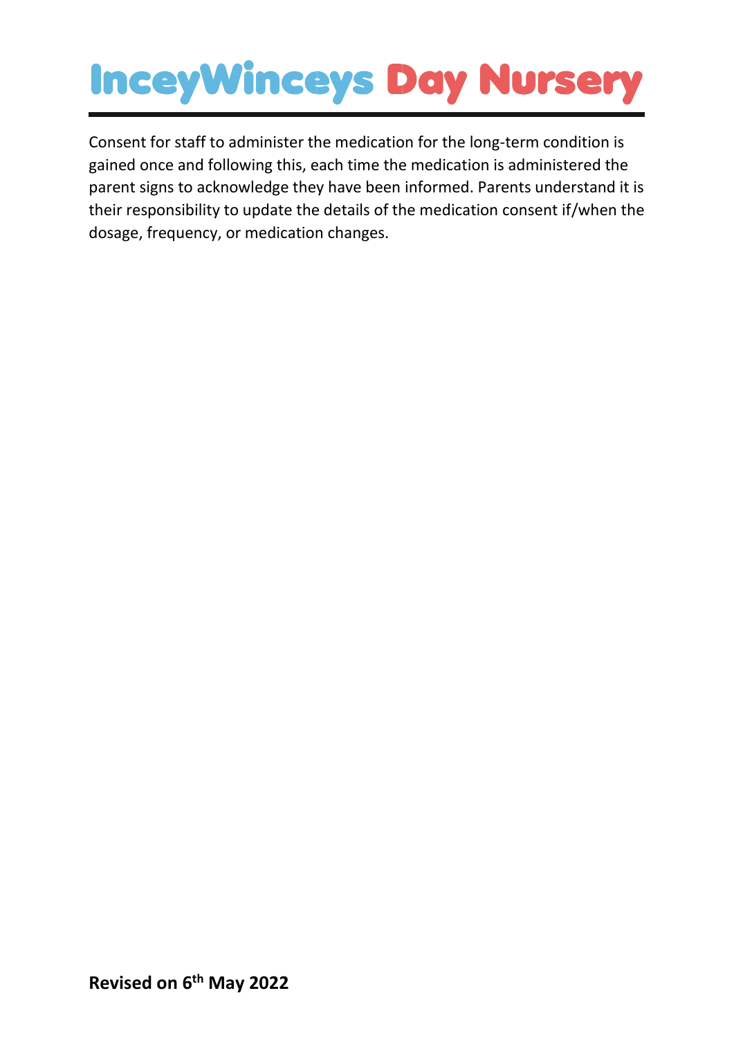Consent for staff to administer the medication for the long-term condition is gained once and following this, each time the medication is administered the parent signs to acknowledge they have been informed. Parents understand it is their responsibility to update the details of the medication consent if/when the dosage, frequency, or medication changes.

**Revised on 6th May 2022**